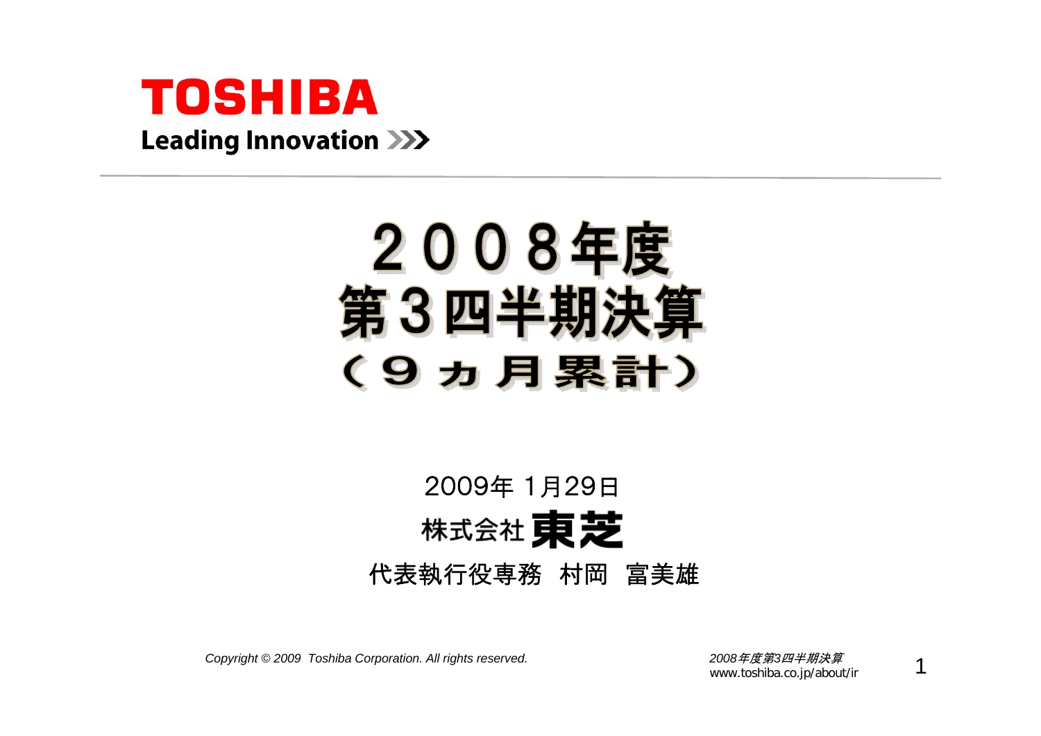**TOSHIBA**

**Leading Innovation**

# ２００８年度
# 第３四半期決算
# （９ヵ月累計）

2009年 1月29日

株式会社 **東芝**

代表執行役専務　村岡　富美雄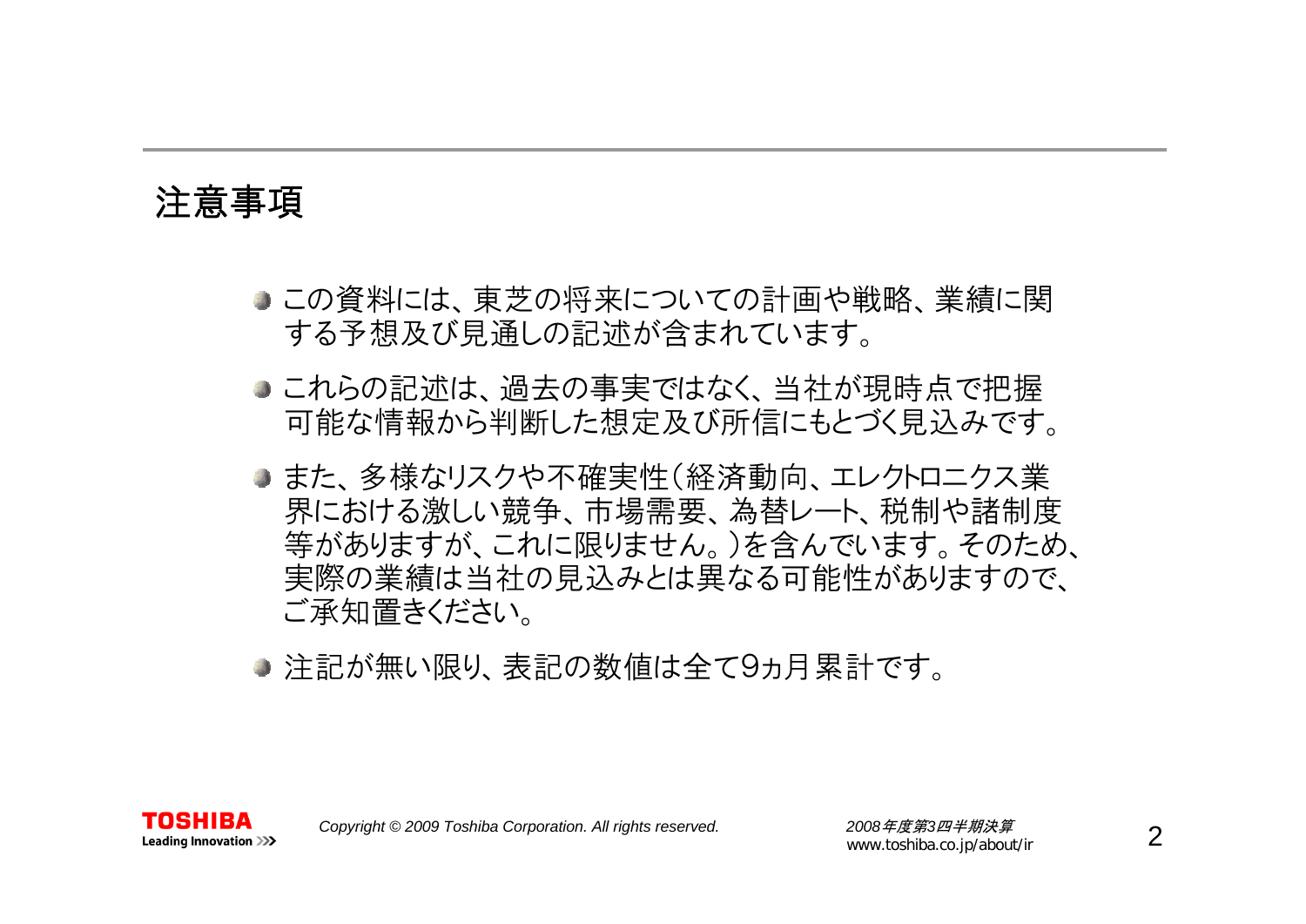# 注意事項

- この資料には、東芝の将来についての計画や戦略、業績に関する予想及び見通しの記述が含まれています。
- これらの記述は、過去の事実ではなく、当社が現時点で把握可能な情報から判断した想定及び所信にもとづく見込みです。
- また、多様なリスクや不確実性（経済動向、エレクトロニクス業界における激しい競争、市場需要、為替レート、税制や諸制度等がありますが、これに限りません。）を含んでいます。そのため、実際の業績は当社の見込みとは異なる可能性がありますので、ご承知置きください。
- 注記が無い限り、表記の数値は全て9ヵ月累計です。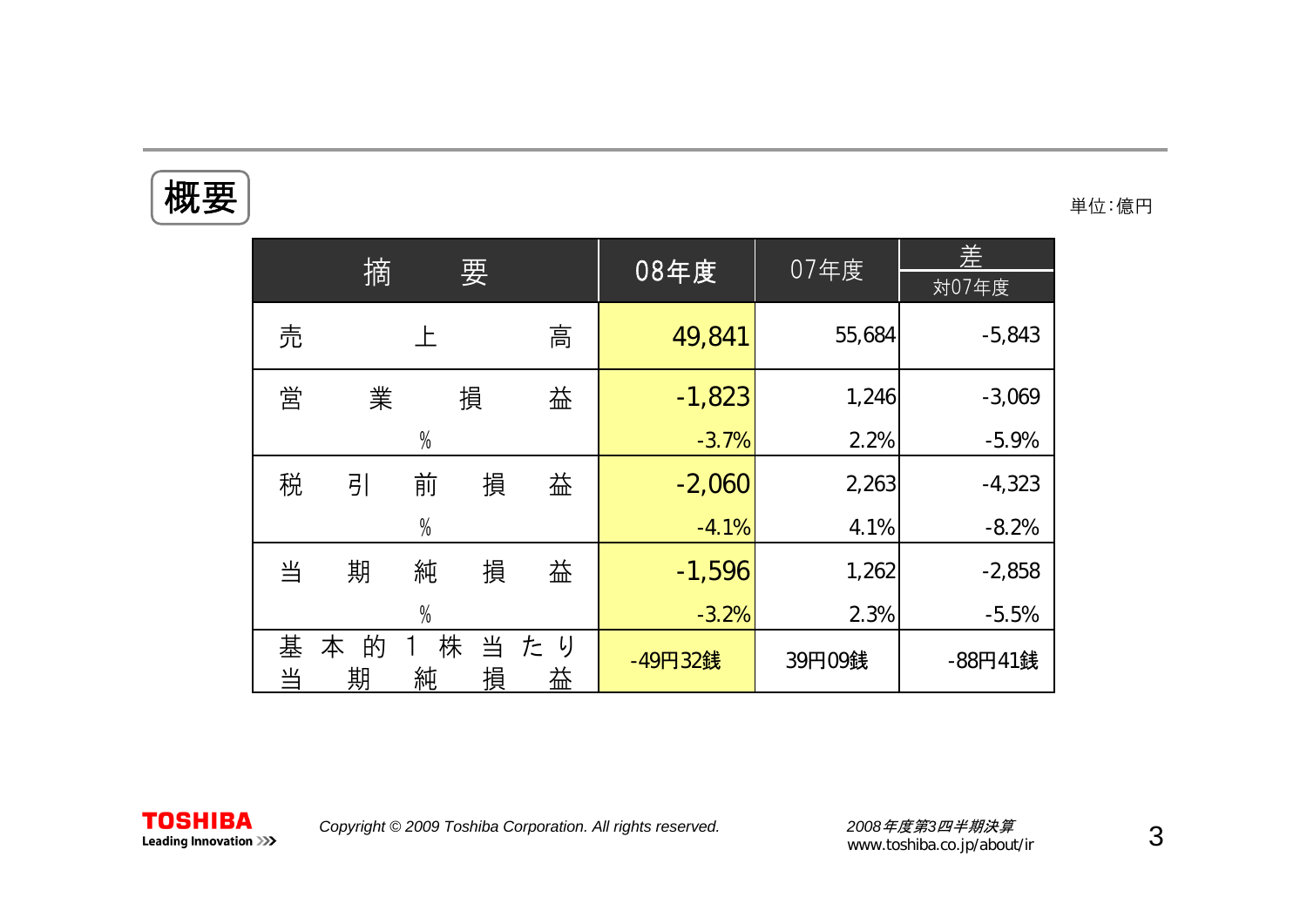## 概要

単位:億円

| 摘要 | 08年度 | 07年度 | 差<br>対07年度 |
|---|---|---|---|
| 売上高 | 49,841 | 55,684 | -5,843 |
| 営業損益 | -1,823 | 1,246 | -3,069 |
| % | -3.7% | 2.2% | -5.9% |
| 税引前損益 | -2,060 | 2,263 | -4,323 |
| % | -4.1% | 4.1% | -8.2% |
| 当期純損益 | -1,596 | 1,262 | -2,858 |
| % | -3.2% | 2.3% | -5.5% |
| 基本的1株当たり当期純損益 | -49円32銭 | 39円09銭 | -88円41銭 |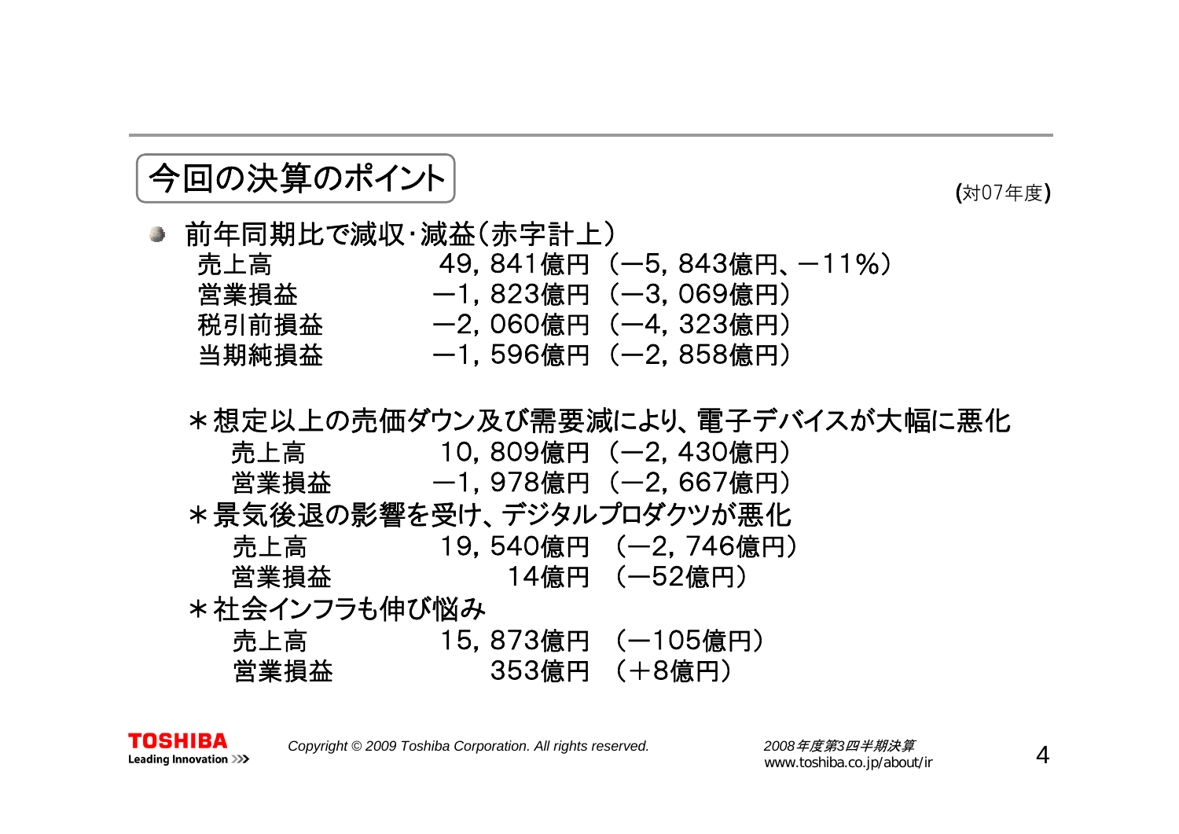# 今回の決算のポイント

(対07年度)

- 前年同期比で減収・減益(赤字計上)

| | | |
|---|---|---|
| 売上高 | 49, 841億円 | (—5, 843億円、—11%) |
| 営業損益 | —1, 823億円 | (—3, 069億円) |
| 税引前損益 | —2, 060億円 | (—4, 323億円) |
| 当期純損益 | —1, 596億円 | (—2, 858億円) |

＊想定以上の売価ダウン及び需要減により、電子デバイスが大幅に悪化

| | | |
|---|---|---|
| 売上高 | 10, 809億円 | (—2, 430億円) |
| 営業損益 | —1, 978億円 | (—2, 667億円) |

＊景気後退の影響を受け、デジタルプロダクツが悪化

| | | |
|---|---|---|
| 売上高 | 19, 540億円 | (—2, 746億円) |
| 営業損益 | 14億円 | (—52億円) |

＊社会インフラも伸び悩み

| | | |
|---|---|---|
| 売上高 | 15, 873億円 | (—105億円) |
| 営業損益 | 353億円 | (＋8億円) |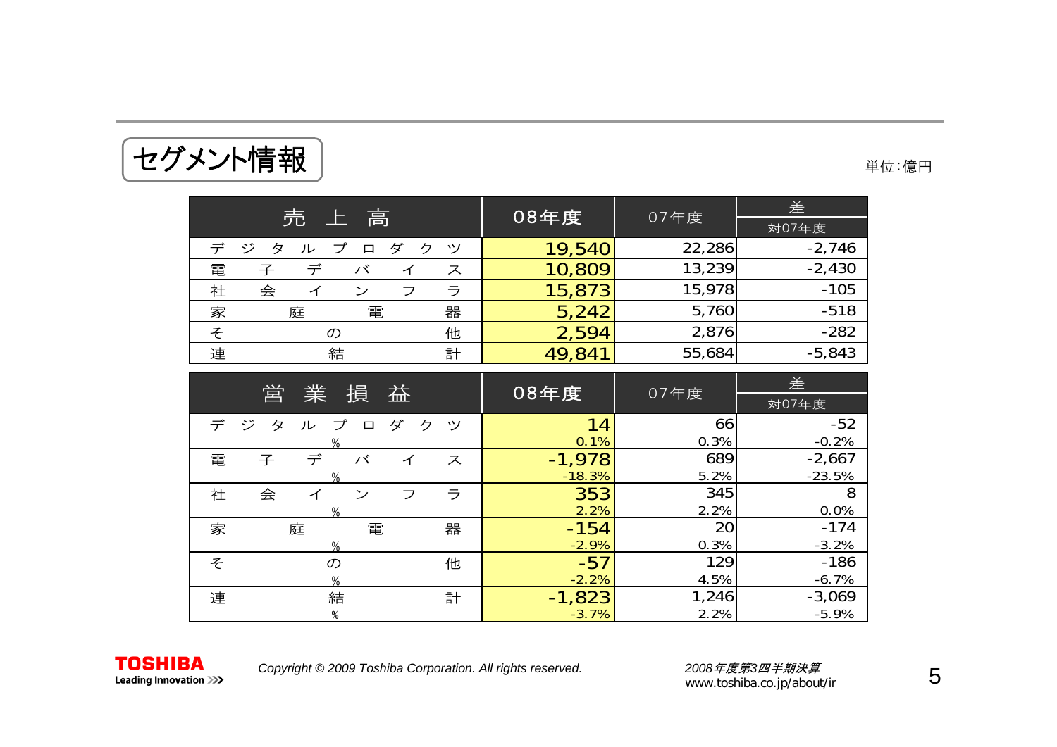## セグメント情報

単位:億円

| 売上高 | 08年度 | 07年度 | 差 対07年度 |
|---|---|---|---|
| デジタルプロダクツ | 19,540 | 22,286 | -2,746 |
| 電子デバイス | 10,809 | 13,239 | -2,430 |
| 社会インフラ | 15,873 | 15,978 | -105 |
| 家庭電器 | 5,242 | 5,760 | -518 |
| その他 | 2,594 | 2,876 | -282 |
| 連結計 | 49,841 | 55,684 | -5,843 |

| 営業損益 | 08年度 | 07年度 | 差 対07年度 |
|---|---|---|---|
| デジタルプロダクツ | 14 | 66 | -52 |
| % | 0.1% | 0.3% | -0.2% |
| 電子デバイス | -1,978 | 689 | -2,667 |
| % | -18.3% | 5.2% | -23.5% |
| 社会インフラ | 353 | 345 | 8 |
| % | 2.2% | 2.2% | 0.0% |
| 家庭電器 | -154 | 20 | -174 |
| % | -2.9% | 0.3% | -3.2% |
| その他 | -57 | 129 | -186 |
| % | -2.2% | 4.5% | -6.7% |
| 連結計 | -1,823 | 1,246 | -3,069 |
| % | -3.7% | 2.2% | -5.9% |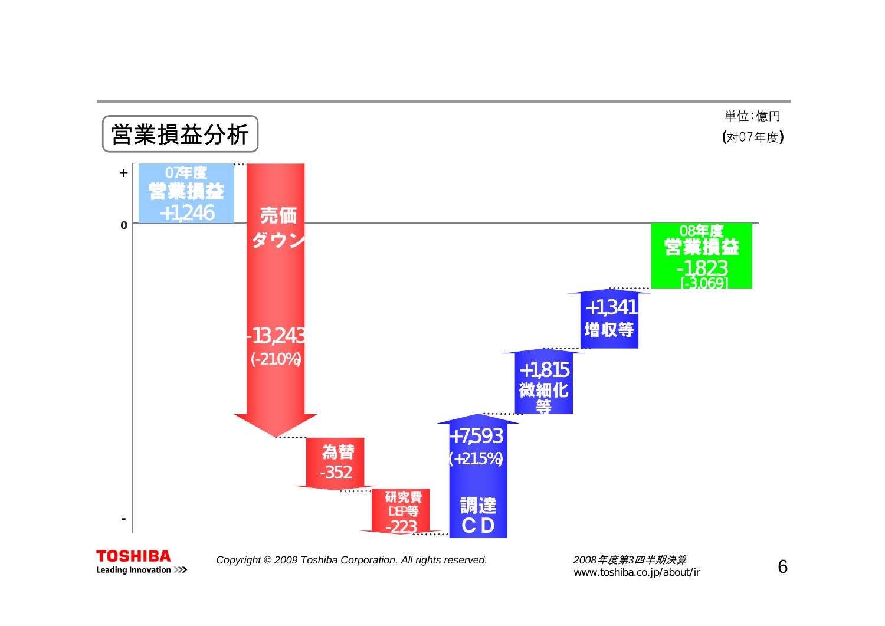# 営業損益分析

単位:億円
(対07年度)

| 項目 | 金額 |
|---|---|
| 07年度 営業損益 | +1,246 |
| 売価ダウン | -13,243 (-21.0%) |
| 為替 | -352 |
| 研究費 DEP等 | -223 |
| 調達CD | +7,593 (+21.5%) |
| 微細化等 | +1,815 |
| 増収等 | +1,341 |
| 08年度 営業損益 | -1,823 [-3,069] |

Copyright © 2009 Toshiba Corporation. All rights reserved.

*2008年度第3四半期決算*
www.toshiba.co.jp/about/ir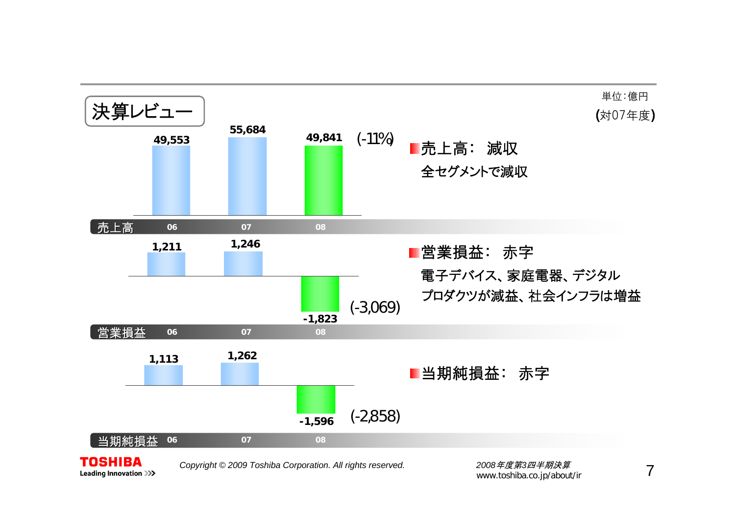# 決算レビュー

単位：億円

(対07年度)

| | 06 | 07 | 08 | (対07年度) |
|---|---|---|---|---|
| 売上高 | 49,553 | 55,684 | 49,841 | (-11%) |
| 営業損益 | 1,211 | 1,246 | -1,823 | (-3,069) |
| 当期純損益 | 1,113 | 1,262 | -1,596 | (-2,858) |

- **売上高： 減収**
  全セグメントで減収
- **営業損益： 赤字**
  電子デバイス、家庭電器、デジタルプロダクツが減益、社会インフラは増益
- **当期純損益： 赤字**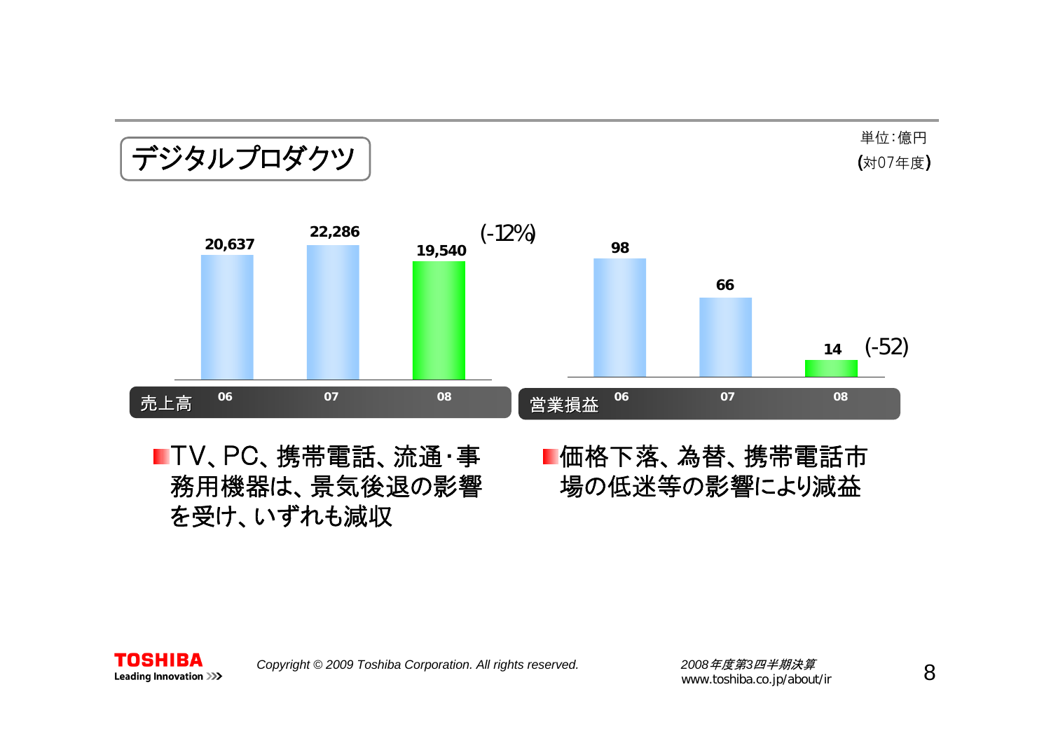## デジタルプロダクツ

単位：億円
(対07年度)

| 売上高 | 06 | 07 | 08 |
|---|---|---|---|
| | 20,637 | 22,286 | 19,540 (-12%) |

| 営業損益 | 06 | 07 | 08 |
|---|---|---|---|
| | 98 | 66 | 14 (-52) |

- TV、PC、携帯電話、流通・事務用機器は、景気後退の影響を受け、いずれも減収
- 価格下落、為替、携帯電話市場の低迷等の影響により減益

Copyright © 2009 Toshiba Corporation. All rights reserved.

2008年度第3四半期決算
www.toshiba.co.jp/about/ir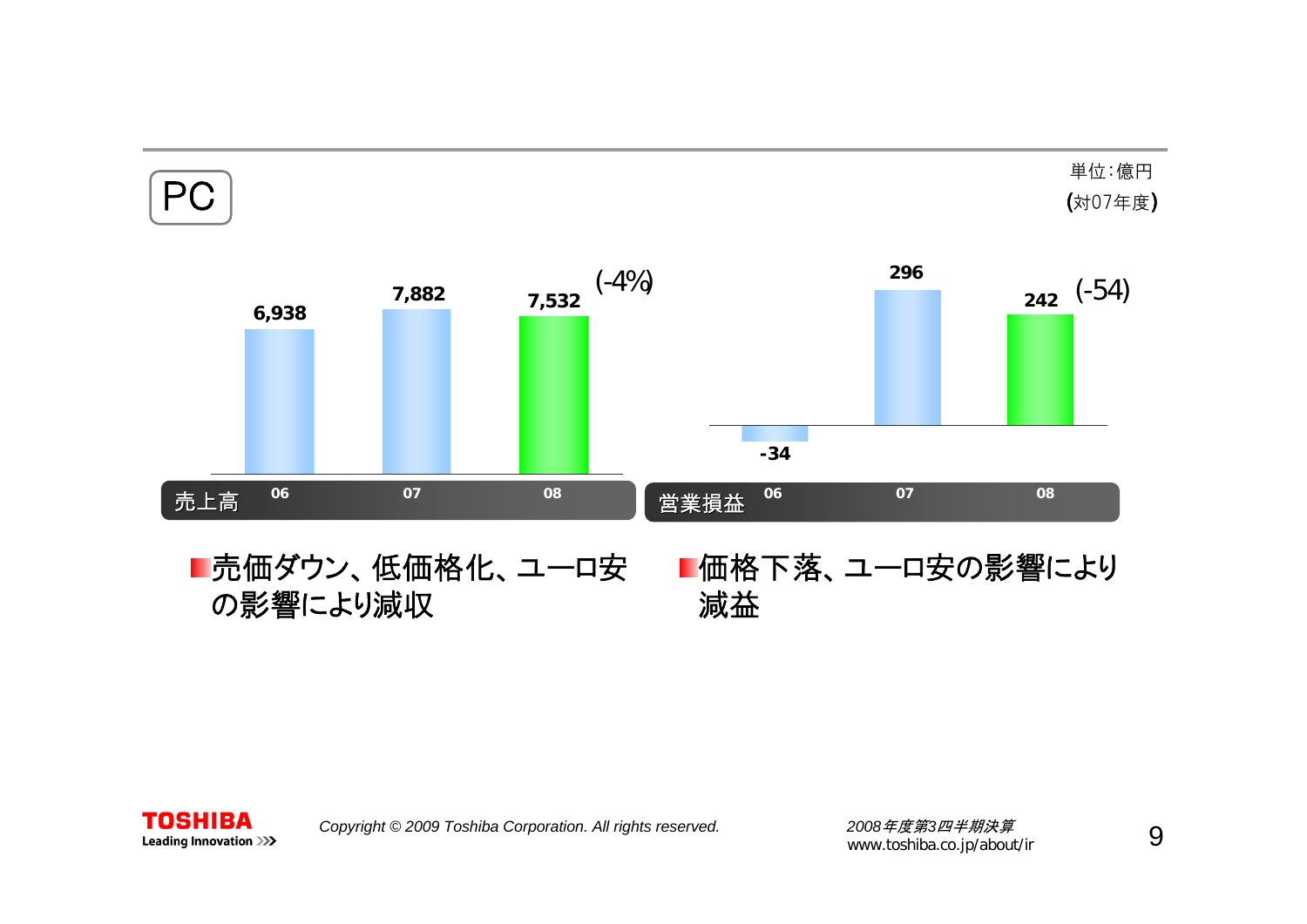# PC

単位：億円
(対07年度)

| 売上高 | 06 | 07 | 08 |
|---|---|---|---|
| | 6,938 | 7,882 | 7,532 (-4%) |

| 営業損益 | 06 | 07 | 08 |
|---|---|---|---|
| | -34 | 296 | 242 (-54) |

- 売価ダウン、低価格化、ユーロ安の影響により減収
- 価格下落、ユーロ安の影響により減益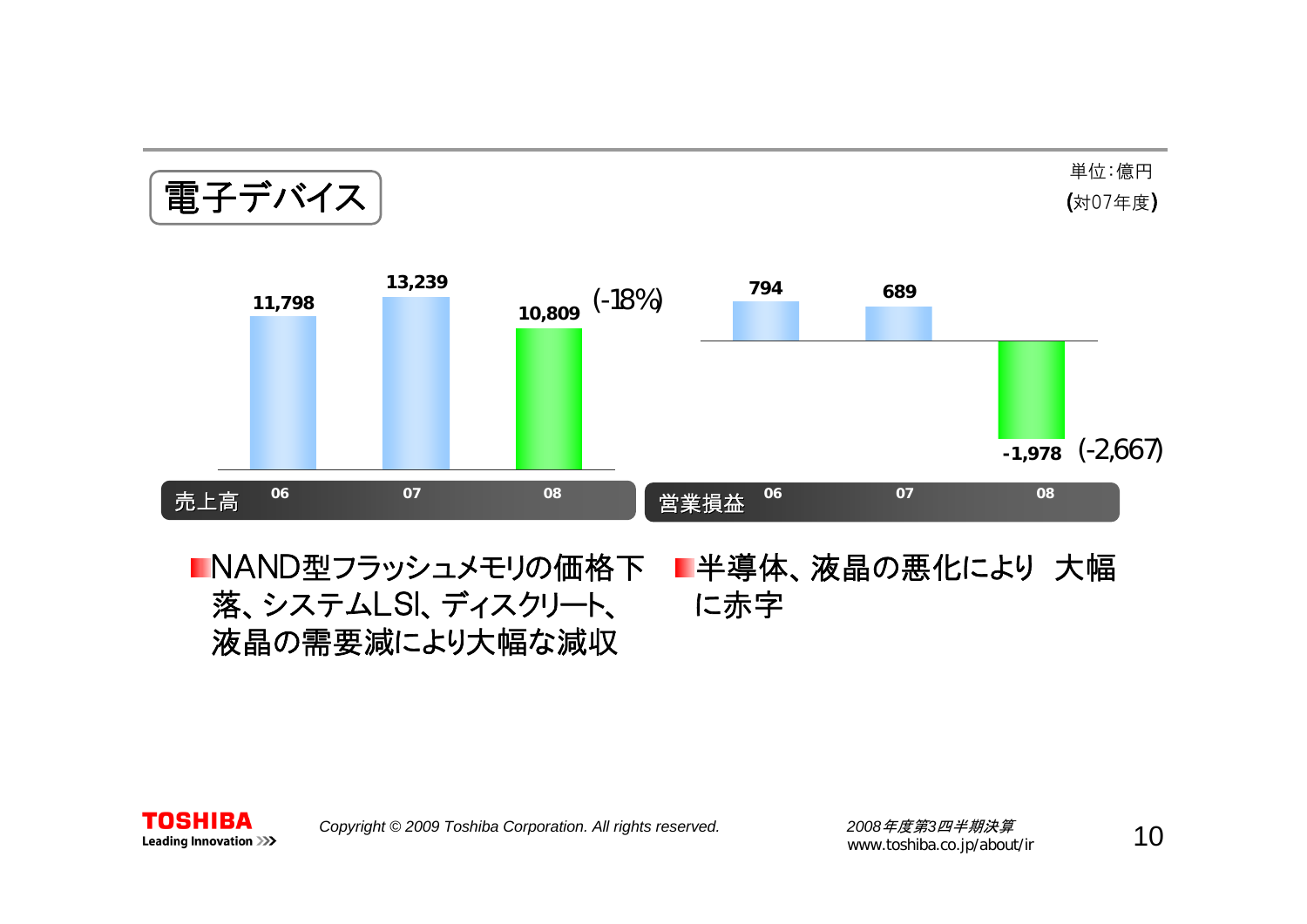# 電子デバイス

単位：億円
(対07年度)

| 売上高 | 06 | 07 | 08 |
|---|---|---|---|
| | 11,798 | 13,239 | 10,809 (-18%) |

| 営業損益 | 06 | 07 | 08 |
|---|---|---|---|
| | 794 | 689 | -1,978 (-2,667) |

- NAND型フラッシュメモリの価格下落、システムLSI、ディスクリート、液晶の需要減により大幅な減収
- 半導体、液晶の悪化により 大幅に赤字

Copyright © 2009 Toshiba Corporation. All rights reserved.

2008年度第3四半期決算
www.toshiba.co.jp/about/ir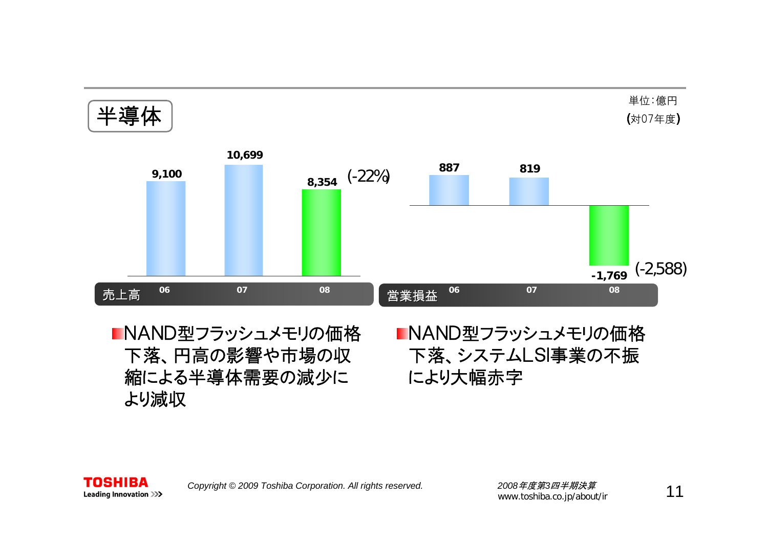# 半導体

単位：億円
(対07年度)

| 売上高 | 06 | 07 | 08 |
|---|---|---|---|
| | 9,100 | 10,699 | 8,354 (-22%) |

| 営業損益 | 06 | 07 | 08 |
|---|---|---|---|
| | 887 | 819 | -1,769 (-2,588) |

- NAND型フラッシュメモリの価格下落、円高の影響や市場の収縮による半導体需要の減少により減収
- NAND型フラッシュメモリの価格下落、システムLSI事業の不振により大幅赤字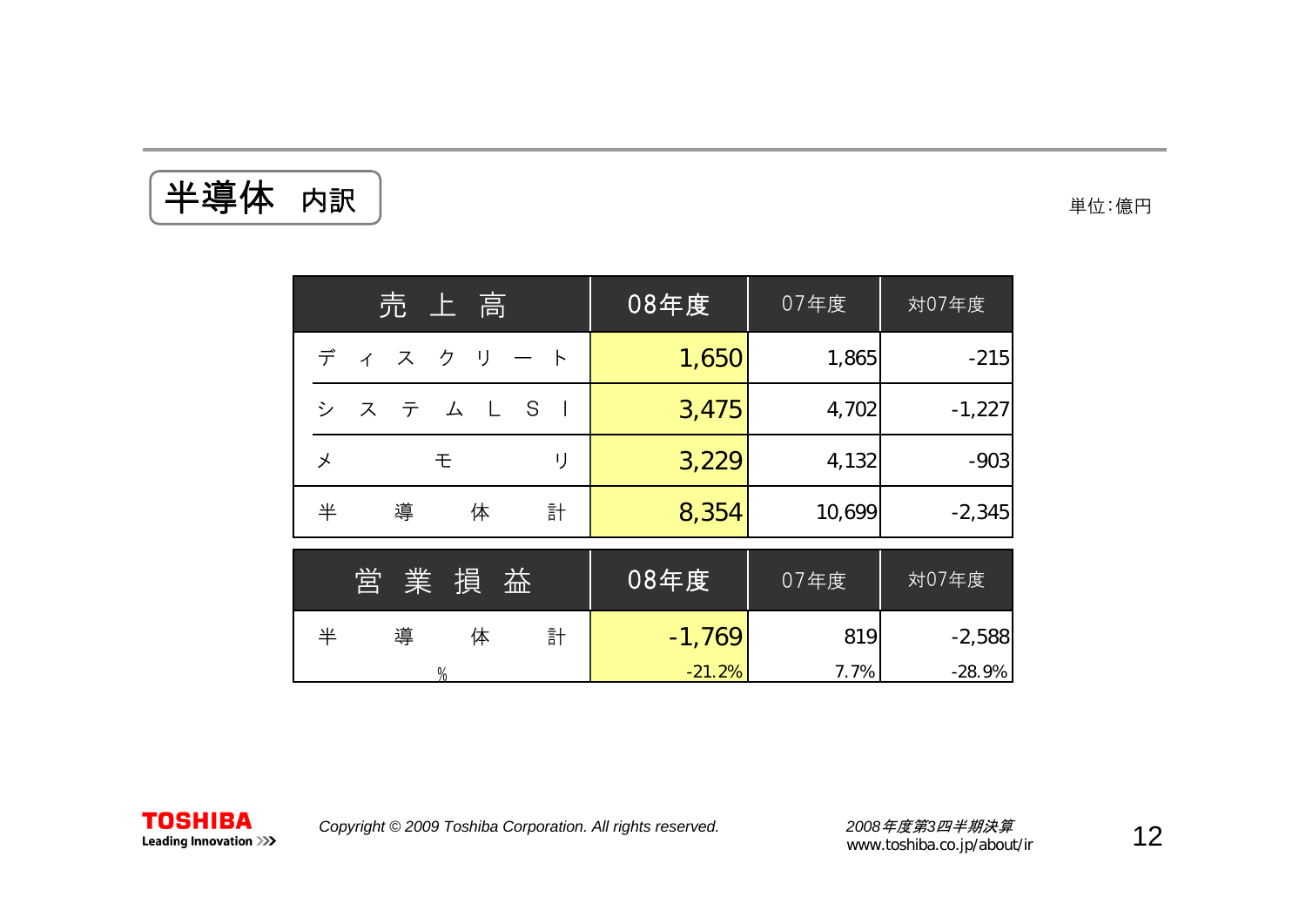# 半導体 内訳

単位：億円

| 売上高 | 08年度 | 07年度 | 対07年度 |
|---|---|---|---|
| ディスクリート | 1,650 | 1,865 | -215 |
| システムLSI | 3,475 | 4,702 | -1,227 |
| メモリ | 3,229 | 4,132 | -903 |
| 半導体計 | 8,354 | 10,699 | -2,345 |

| 営業損益 | 08年度 | 07年度 | 対07年度 |
|---|---|---|---|
| 半導体計 | -1,769 | 819 | -2,588 |
| % | -21.2% | 7.7% | -28.9% |

Copyright © 2009 Toshiba Corporation. All rights reserved.

*2008年度第3四半期決算*
www.toshiba.co.jp/about/ir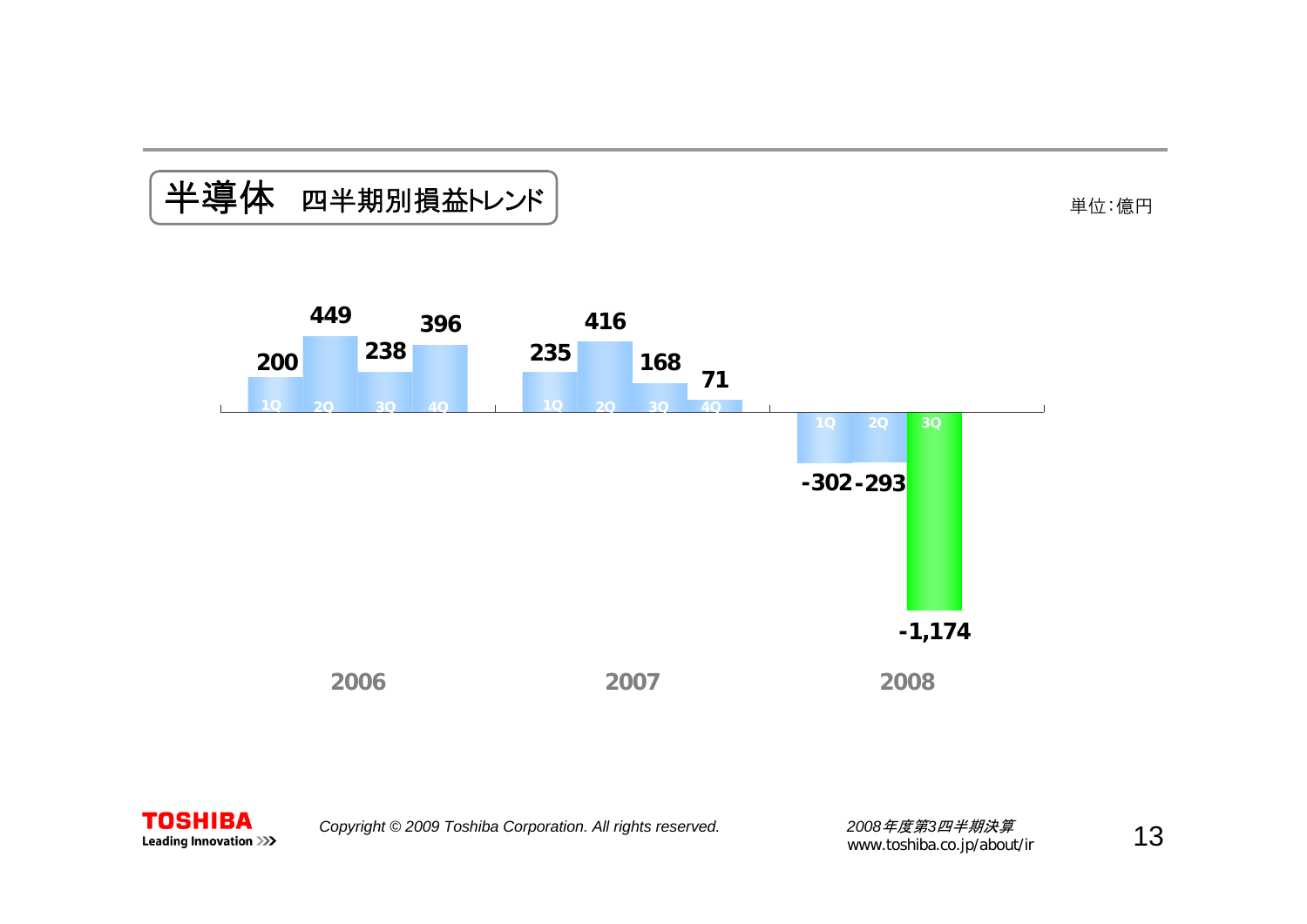# 半導体　四半期別損益トレンド

単位：億円

| 年度 | 1Q | 2Q | 3Q | 4Q |
|---|---|---|---|---|
| 2006 | 200 | 449 | 238 | 396 |
| 2007 | 235 | 416 | 168 | 71 |
| 2008 | -302 | -293 | -1,174 | |

Copyright © 2009 Toshiba Corporation. All rights reserved.

2008年度第3四半期決算
www.toshiba.co.jp/about/ir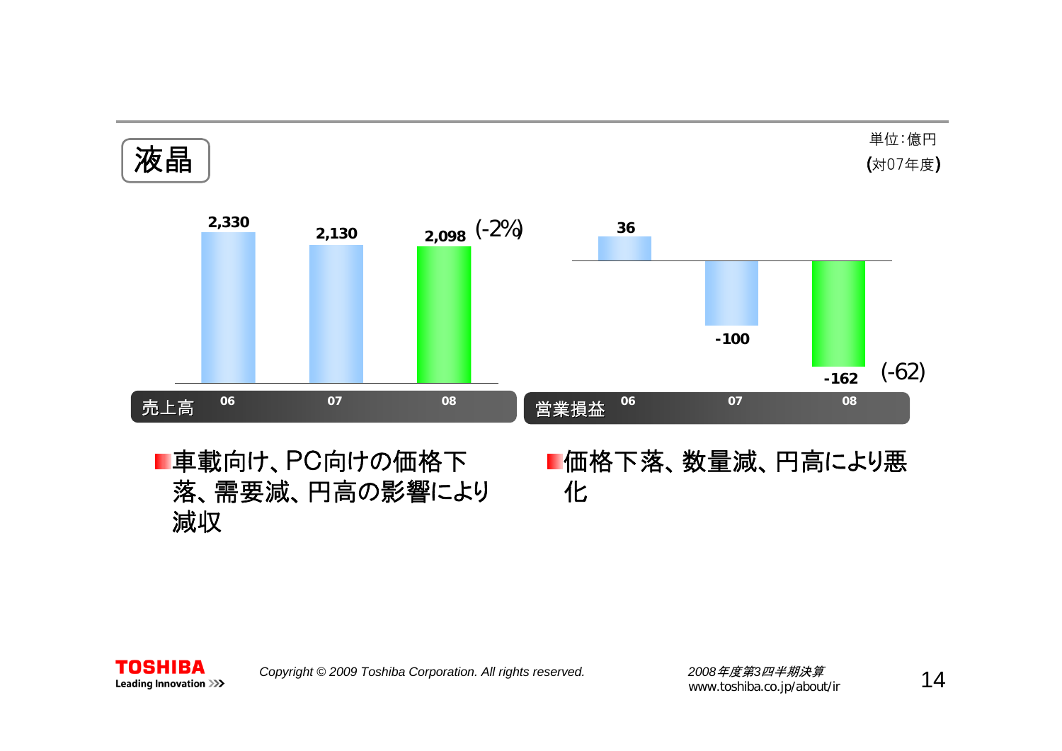## 液晶

単位:億円
(対07年度)

| 売上高 | 06 | 07 | 08 |
|---|---|---|---|
| | 2,330 | 2,130 | 2,098 (-2%) |

| 営業損益 | 06 | 07 | 08 |
|---|---|---|---|
| | 36 | -100 | -162 (-62) |

- 車載向け、PC向けの価格下落、需要減、円高の影響により減収
- 価格下落、数量減、円高により悪化

*Copyright © 2009 Toshiba Corporation. All rights reserved.*

*2008年度第3四半期決算*
www.toshiba.co.jp/about/ir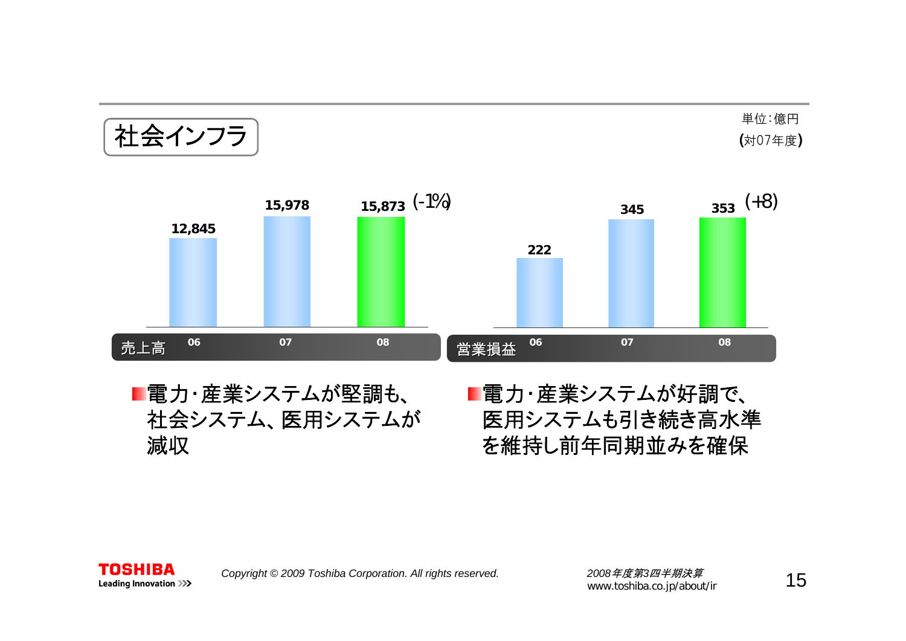## 社会インフラ

単位：億円
(対07年度)

| 売上高 | 06 | 07 | 08 |
|---|---|---|---|
| | 12,845 | 15,978 | 15,873 (-1%) |

| 営業損益 | 06 | 07 | 08 |
|---|---|---|---|
| | 222 | 345 | 353 (+8) |

- 電力・産業システムが堅調も、社会システム、医用システムが減収
- 電力・産業システムが好調で、医用システムも引き続き高水準を維持し前年同期並みを確保

Copyright © 2009 Toshiba Corporation. All rights reserved.

2008年度第3四半期決算
www.toshiba.co.jp/about/ir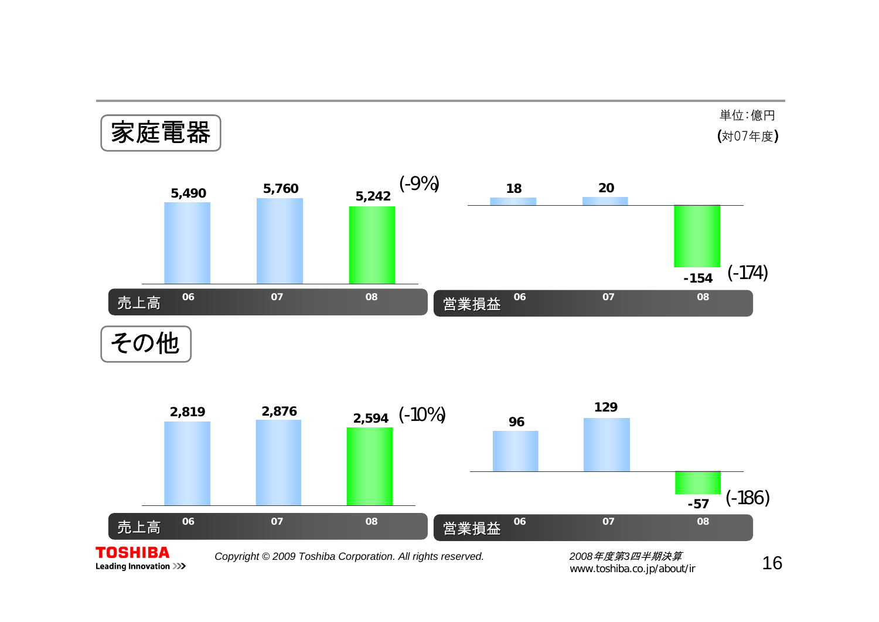単位:億円
(対07年度)

## 家庭電器

**売上高**

| | 06 | 07 | 08 |
|---|---|---|---|
| 売上高 | 5,490 | 5,760 | 5,242 (-9%) |

**営業損益**

| | 06 | 07 | 08 |
|---|---|---|---|
| 営業損益 | 18 | 20 | -154 (-174) |

## その他

**売上高**

| | 06 | 07 | 08 |
|---|---|---|---|
| 売上高 | 2,819 | 2,876 | 2,594 (-10%) |

**営業損益**

| | 06 | 07 | 08 |
|---|---|---|---|
| 営業損益 | 96 | 129 | -57 (-186) |

TOSHIBA Leading Innovation

Copyright © 2009 Toshiba Corporation. All rights reserved.

2008年度第3四半期決算
www.toshiba.co.jp/about/ir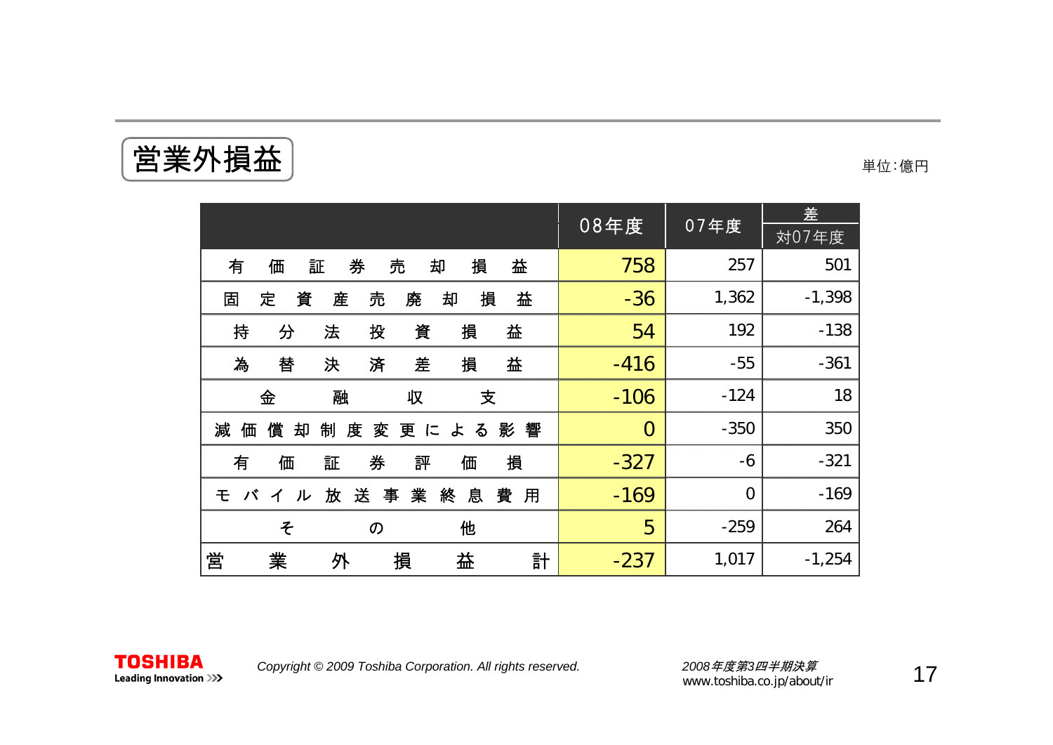# 営業外損益

単位：億円

| | 08年度 | 07年度 | 差 対07年度 |
|---|---|---|---|
| 有価証券売却損益 | 758 | 257 | 501 |
| 固定資産売廃却損益 | -36 | 1,362 | -1,398 |
| 持分法投資損益 | 54 | 192 | -138 |
| 為替決済差損益 | -416 | -55 | -361 |
| 金融収支 | -106 | -124 | 18 |
| 減価償却制度変更による影響 | 0 | -350 | 350 |
| 有価証券評価損 | -327 | -6 | -321 |
| モバイル放送事業終息費用 | -169 | 0 | -169 |
| その他 | 5 | -259 | 264 |
| 営業外損益計 | -237 | 1,017 | -1,254 |

TOSHIBA Leading Innovation >>>

*Copyright © 2009 Toshiba Corporation. All rights reserved.*

*2008年度第3四半期決算*
www.toshiba.co.jp/about/ir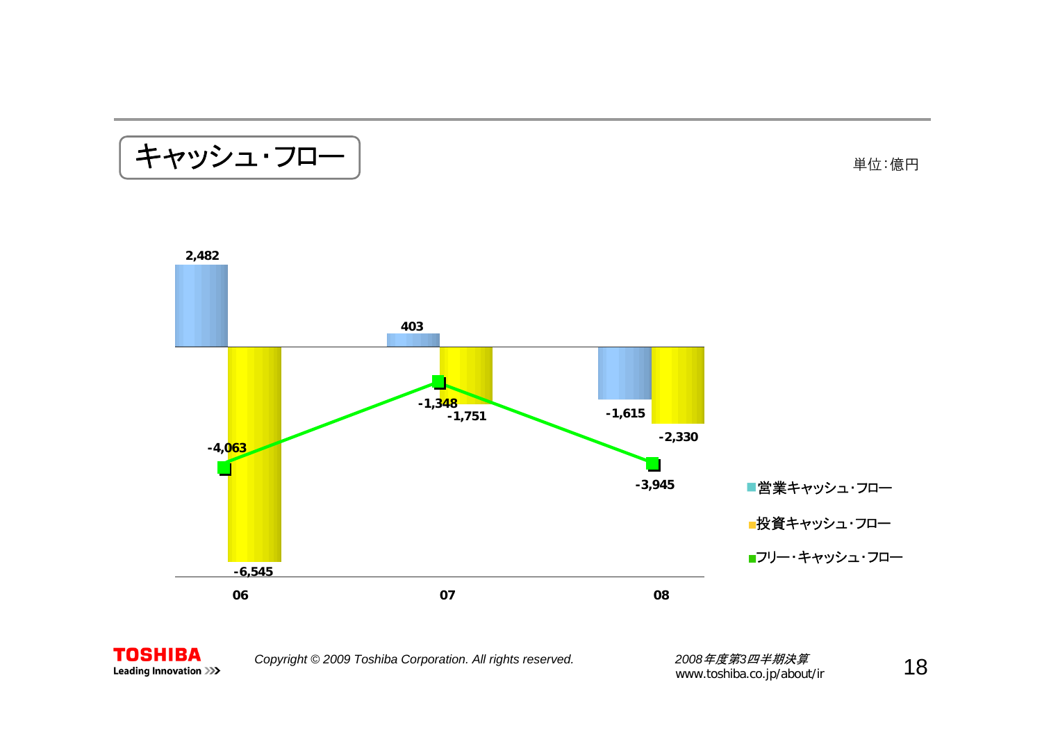# キャッシュ・フロー

単位:億円

| | 06 | 07 | 08 |
| --- | --- | --- | --- |
| 営業キャッシュ・フロー | 2,482 | 403 | -1,615 |
| 投資キャッシュ・フロー | -6,545 | -1,751 | -2,330 |
| フリー・キャッシュ・フロー | -4,063 | -1,348 | -3,945 |

Copyright © 2009 Toshiba Corporation. All rights reserved.

2008年度第3四半期決算
www.toshiba.co.jp/about/ir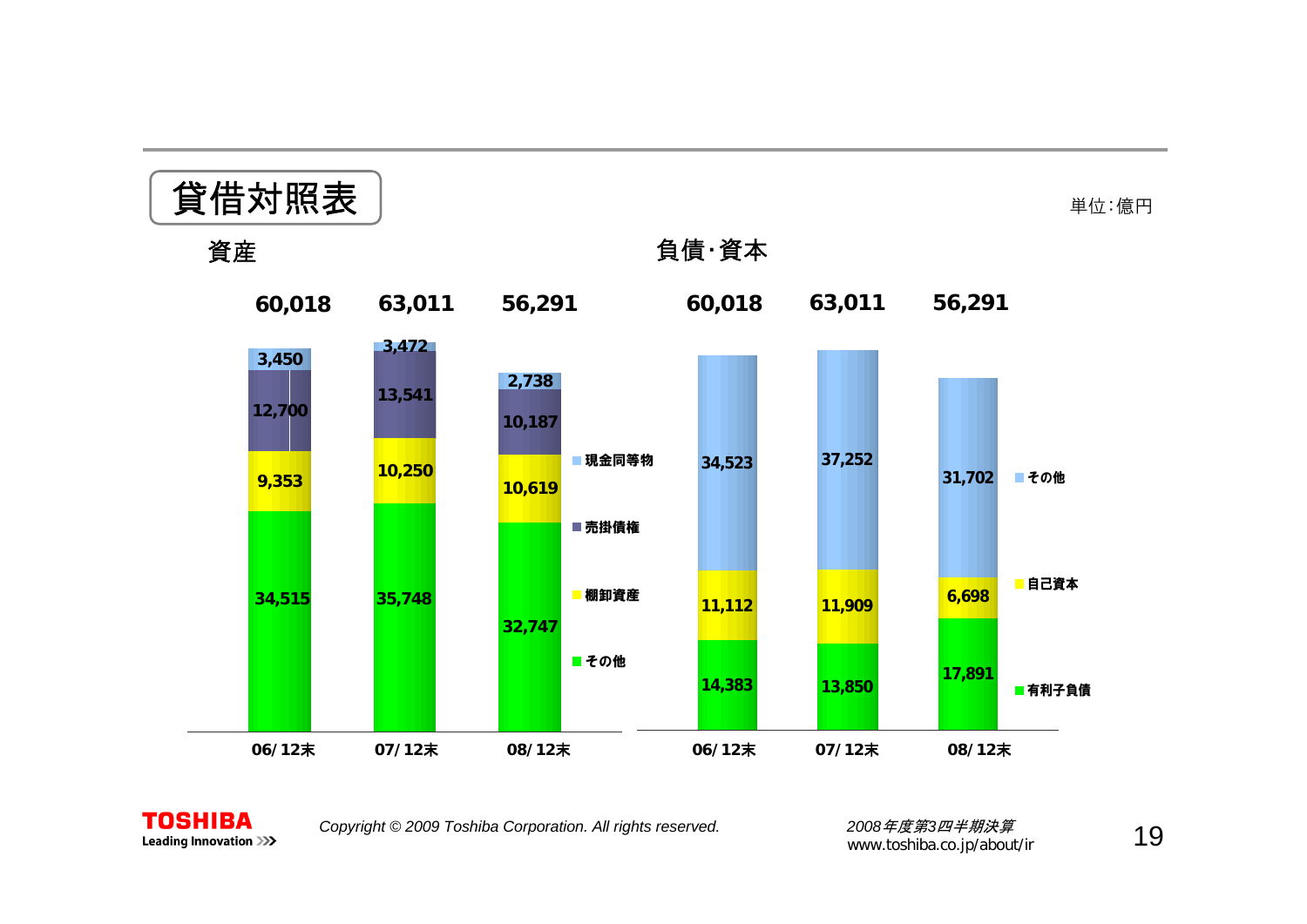# 貸借対照表

単位：億円

## 資産

| | 06/12末 | 07/12末 | 08/12末 |
|---|---|---|---|
| 現金同等物 | 3,450 | 3,472 | 2,738 |
| 売掛債権 | 12,700 | 13,541 | 10,187 |
| 棚卸資産 | 9,353 | 10,250 | 10,619 |
| その他 | 34,515 | 35,748 | 32,747 |
| 合計 | 60,018 | 63,011 | 56,291 |

## 負債･資本

| | 06/12末 | 07/12末 | 08/12末 |
|---|---|---|---|
| その他 | 34,523 | 37,252 | 31,702 |
| 自己資本 | 11,112 | 11,909 | 6,698 |
| 有利子負債 | 14,383 | 13,850 | 17,891 |
| 合計 | 60,018 | 63,011 | 56,291 |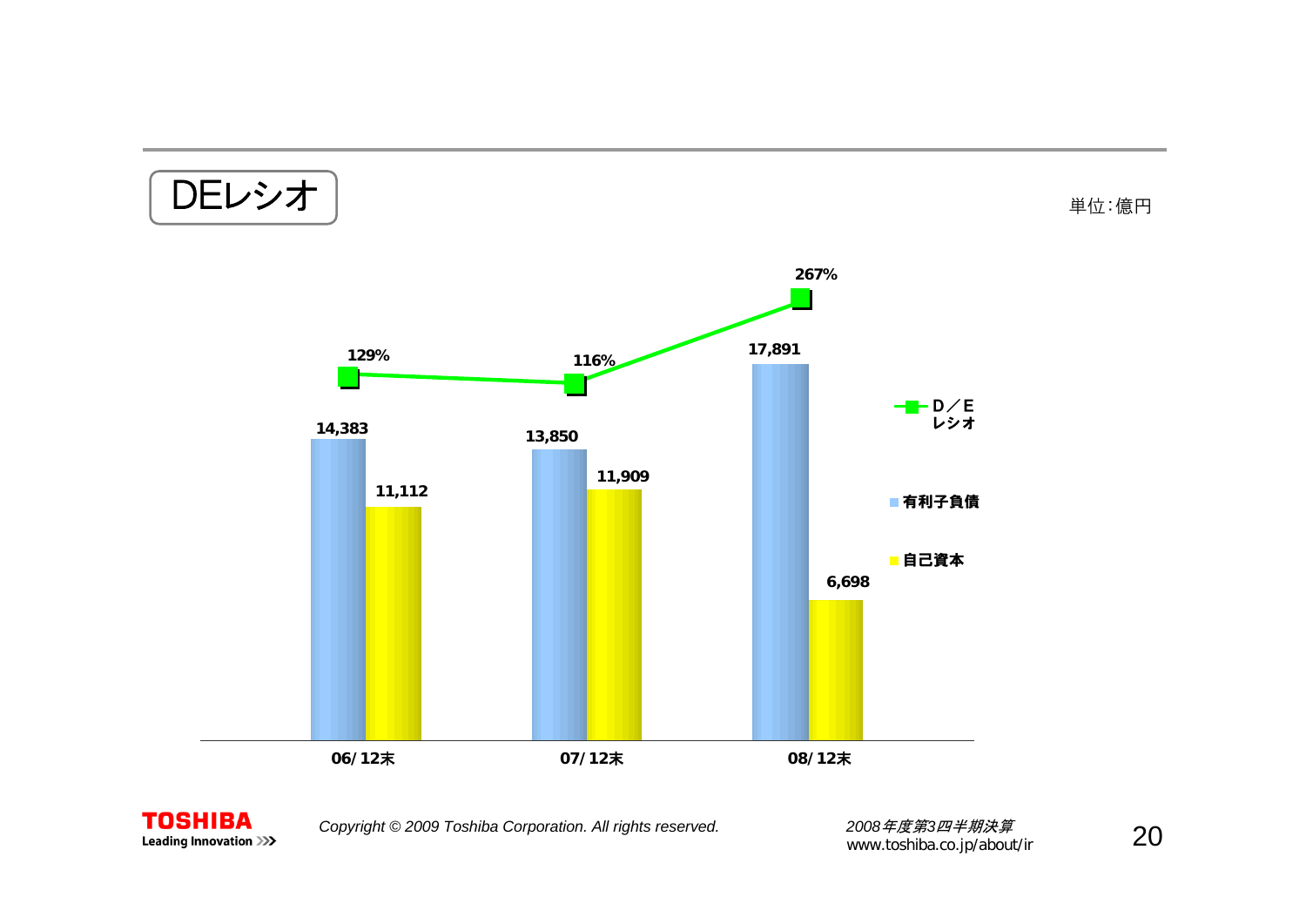## DEレシオ

単位：億円

| | 06/12末 | 07/12末 | 08/12末 |
|---|---|---|---|
| 有利子負債 | 14,383 | 13,850 | 17,891 |
| 自己資本 | 11,112 | 11,909 | 6,698 |
| D／E レシオ | 129% | 116% | 267% |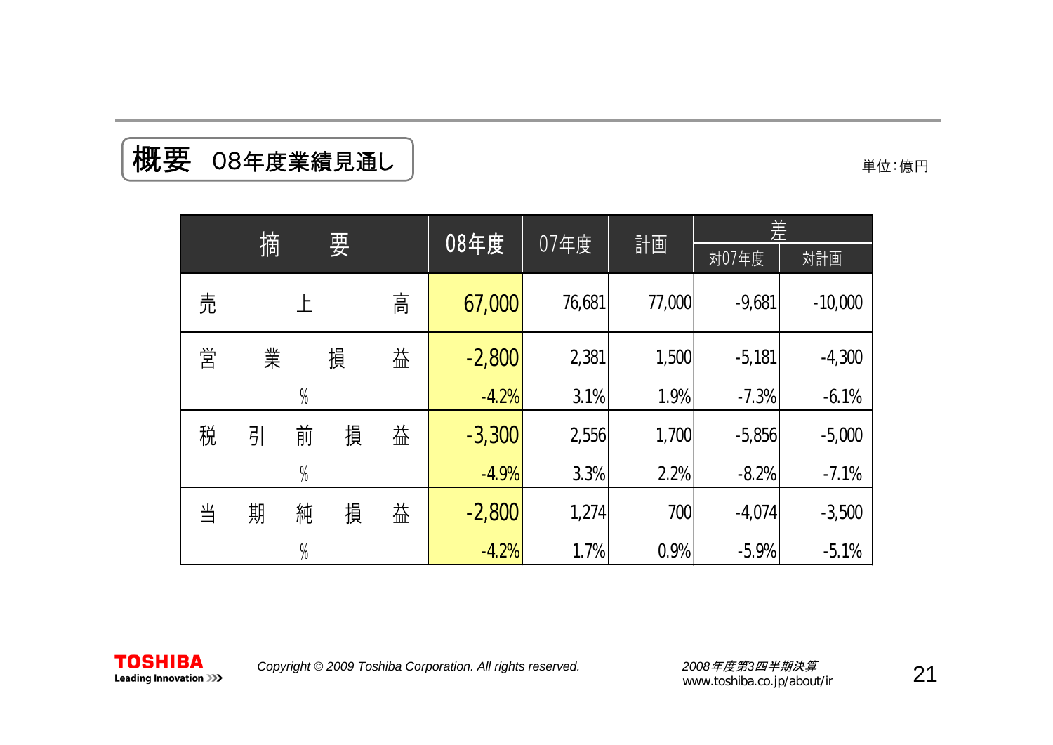# 概要　08年度業績見通し

単位：億円

| 摘要 | 08年度 | 07年度 | 計画 | 差 | |
|---|---|---|---|---|---|
| | | | | 対07年度 | 対計画 |
| 売上高 | 67,000 | 76,681 | 77,000 | -9,681 | -10,000 |
| 営業損益 | -2,800 | 2,381 | 1,500 | -5,181 | -4,300 |
| % | -4.2% | 3.1% | 1.9% | -7.3% | -6.1% |
| 税引前損益 | -3,300 | 2,556 | 1,700 | -5,856 | -5,000 |
| % | -4.9% | 3.3% | 2.2% | -8.2% | -7.1% |
| 当期純損益 | -2,800 | 1,274 | 700 | -4,074 | -3,500 |
| % | -4.2% | 1.7% | 0.9% | -5.9% | -5.1% |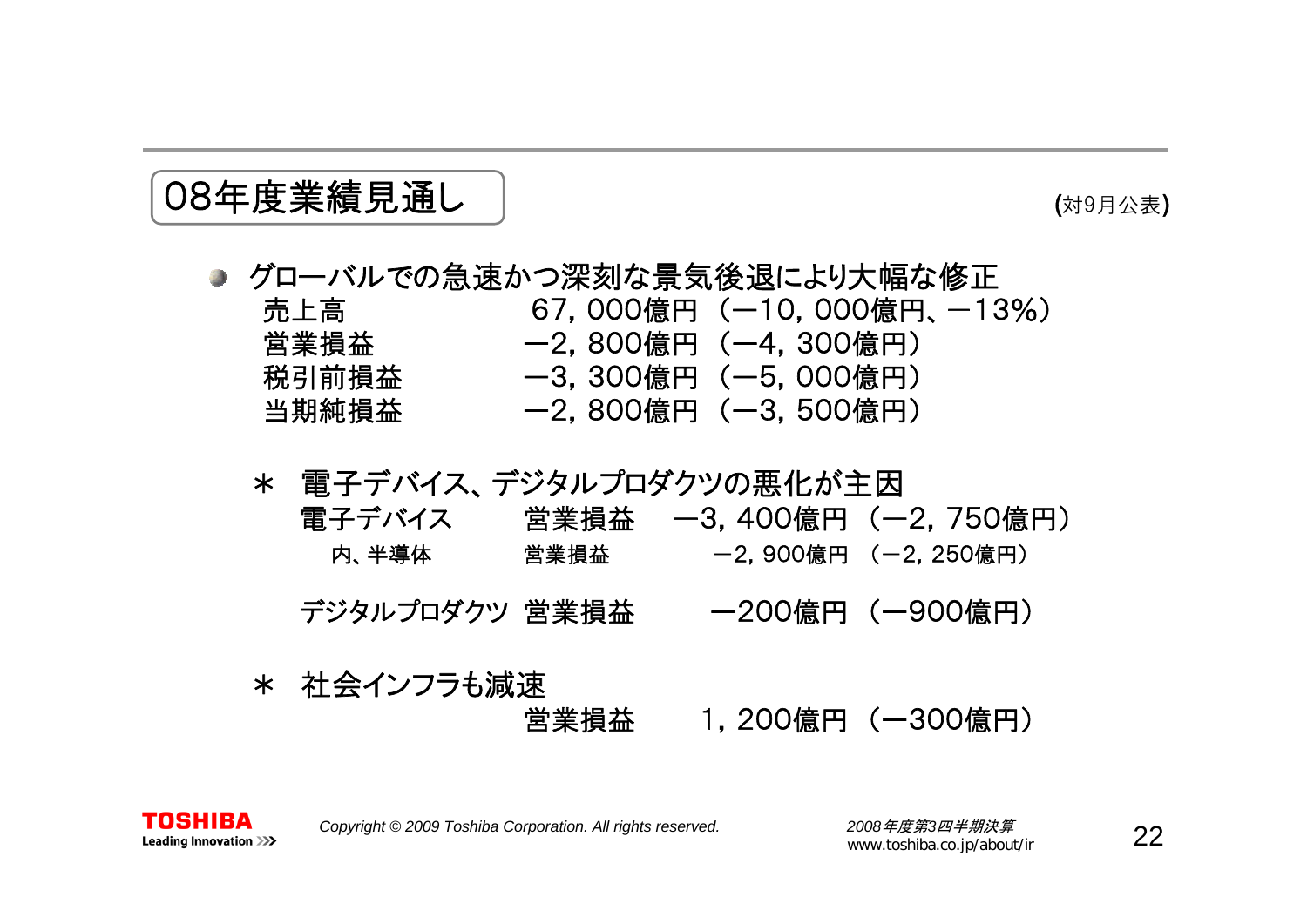## 08年度業績見通し

(対9月公表)

- グローバルでの急速かつ深刻な景気後退により大幅な修正

| | |
|---|---|
| 売上高 | 67，000億円 （－10，000億円、－13%） |
| 営業損益 | －2，800億円 （－4，300億円） |
| 税引前損益 | －3，300億円 （－5，000億円） |
| 当期純損益 | －2，800億円 （－3，500億円） |

＊ 電子デバイス、デジタルプロダクツの悪化が主因

| | | |
|---|---|---|
| 電子デバイス | 営業損益 | －3，400億円 （－2，750億円） |
| 内、半導体 | 営業損益 | －2，900億円 （－2，250億円） |
| デジタルプロダクツ | 営業損益 | －200億円 （－900億円） |

＊ 社会インフラも減速

| | |
|---|---|
| 営業損益 | 1，200億円 （－300億円） |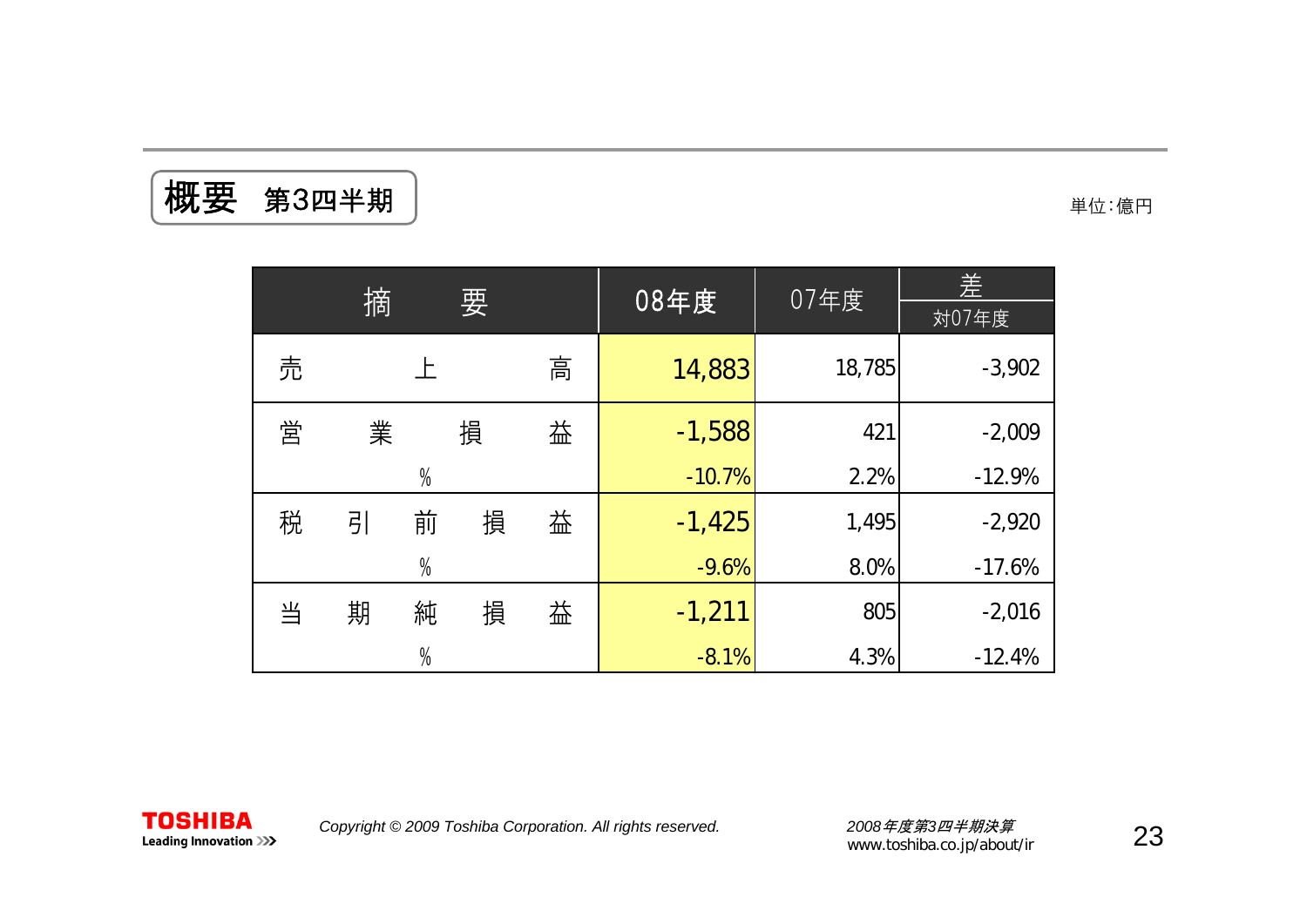# 概要　第3四半期

単位：億円

| 摘　要 | 08年度 | 07年度 | 差<br>対07年度 |
|---|---|---|---|
| 売上高 | 14,883 | 18,785 | -3,902 |
| 営業損益 | -1,588 | 421 | -2,009 |
| % | -10.7% | 2.2% | -12.9% |
| 税引前損益 | -1,425 | 1,495 | -2,920 |
| % | -9.6% | 8.0% | -17.6% |
| 当期純損益 | -1,211 | 805 | -2,016 |
| % | -8.1% | 4.3% | -12.4% |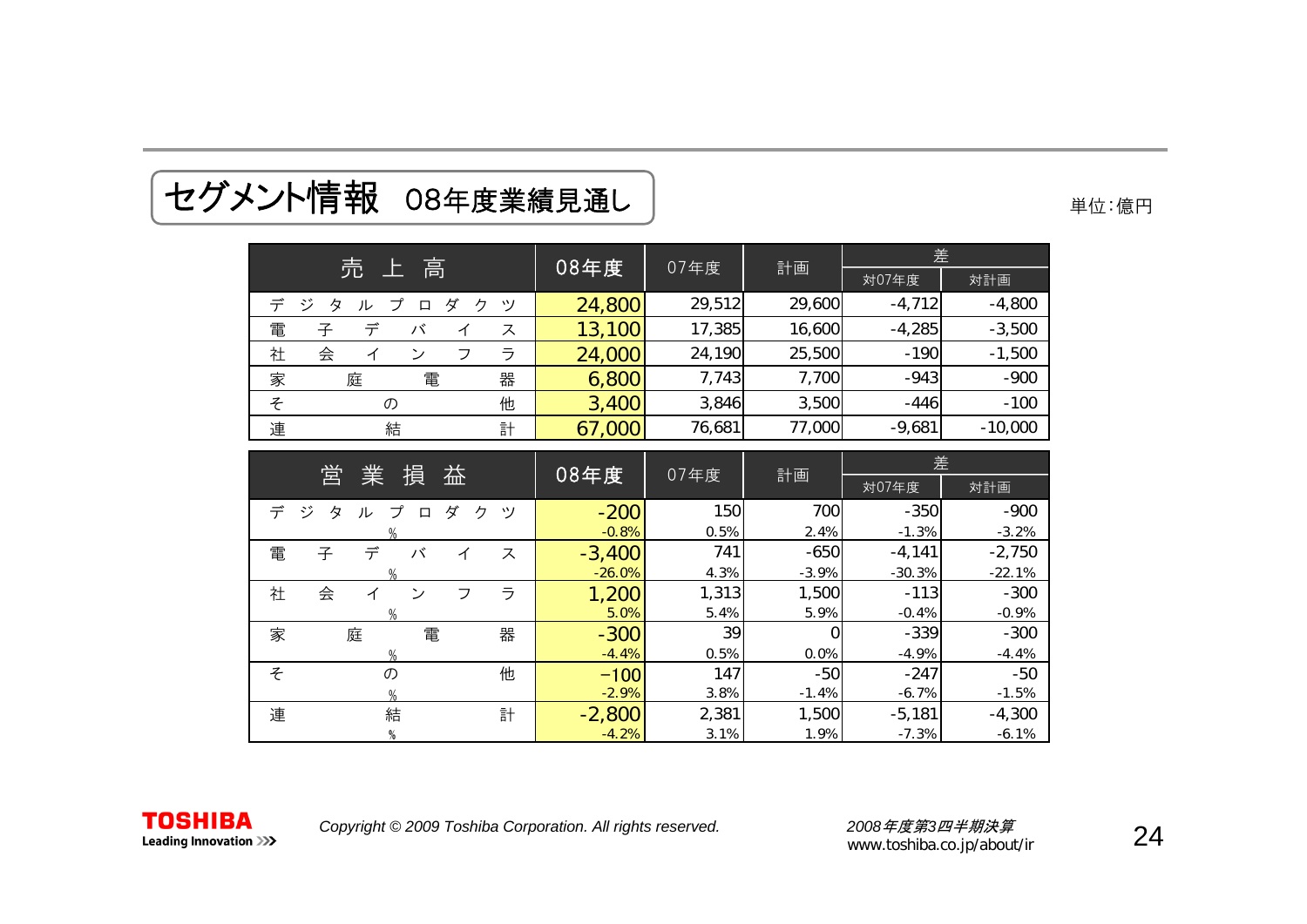## セグメント情報　08年度業績見通し

単位:億円

| 売上高 | 08年度 | 07年度 | 計画 | 差 | |
|---|---|---|---|---|---|
| | | | | 対07年度 | 対計画 |
| デジタルプロダクツ | 24,800 | 29,512 | 29,600 | -4,712 | -4,800 |
| 電子デバイス | 13,100 | 17,385 | 16,600 | -4,285 | -3,500 |
| 社会インフラ | 24,000 | 24,190 | 25,500 | -190 | -1,500 |
| 家庭電器 | 6,800 | 7,743 | 7,700 | -943 | -900 |
| その他 | 3,400 | 3,846 | 3,500 | -446 | -100 |
| 連結計 | 67,000 | 76,681 | 77,000 | -9,681 | -10,000 |

| 営業損益 | 08年度 | 07年度 | 計画 | 差 | |
|---|---|---|---|---|---|
| | | | | 対07年度 | 対計画 |
| デジタルプロダクツ | -200 | 150 | 700 | -350 | -900 |
| % | -0.8% | 0.5% | 2.4% | -1.3% | -3.2% |
| 電子デバイス | -3,400 | 741 | -650 | -4,141 | -2,750 |
| % | -26.0% | 4.3% | -3.9% | -30.3% | -22.1% |
| 社会インフラ | 1,200 | 1,313 | 1,500 | -113 | -300 |
| % | 5.0% | 5.4% | 5.9% | -0.4% | -0.9% |
| 家庭電器 | -300 | 39 | 0 | -339 | -300 |
| % | -4.4% | 0.5% | 0.0% | -4.9% | -4.4% |
| その他 | −100 | 147 | -50 | -247 | -50 |
| % | -2.9% | 3.8% | -1.4% | -6.7% | -1.5% |
| 連結計 | -2,800 | 2,381 | 1,500 | -5,181 | -4,300 |
| % | -4.2% | 3.1% | 1.9% | -7.3% | -6.1% |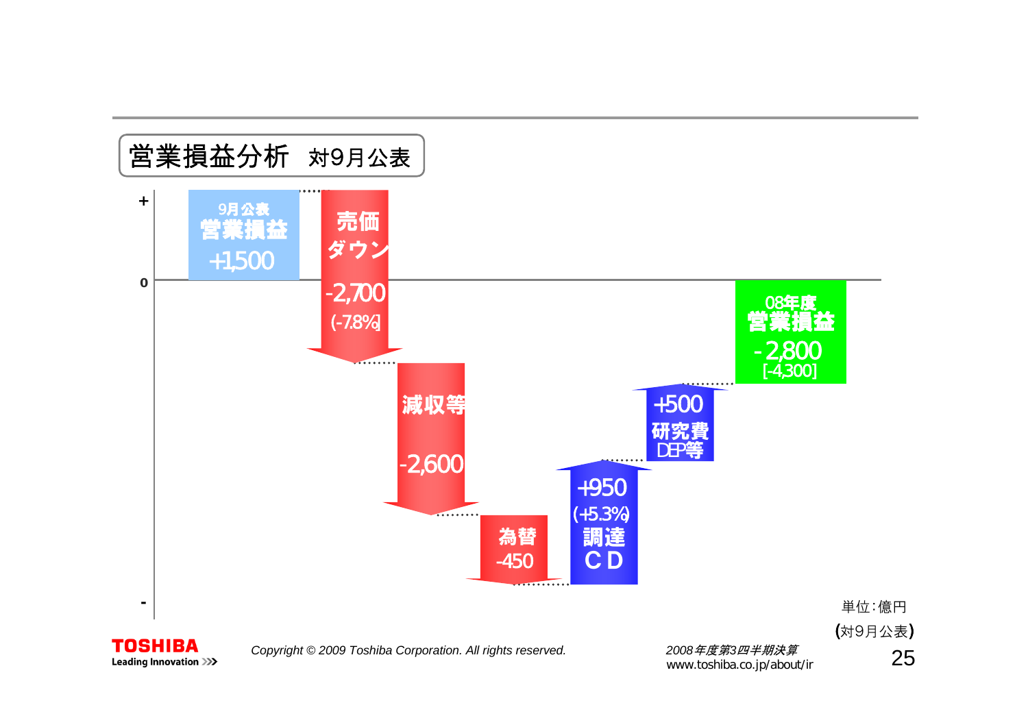## 営業損益分析　対9月公表

| 項目 | 金額 |
| --- | --- |
| 9月公表 営業損益 | +1,500 |
| 売価ダウン | -2,700 (-7.8%) |
| 減収等 | -2,600 |
| 為替 | -450 |
| 調達CD | +950 (+5.3%) |
| 研究費 DEP等 | +500 |
| 08年度 営業損益 | -2,800 [-4,300] |

単位：億円

(対9月公表)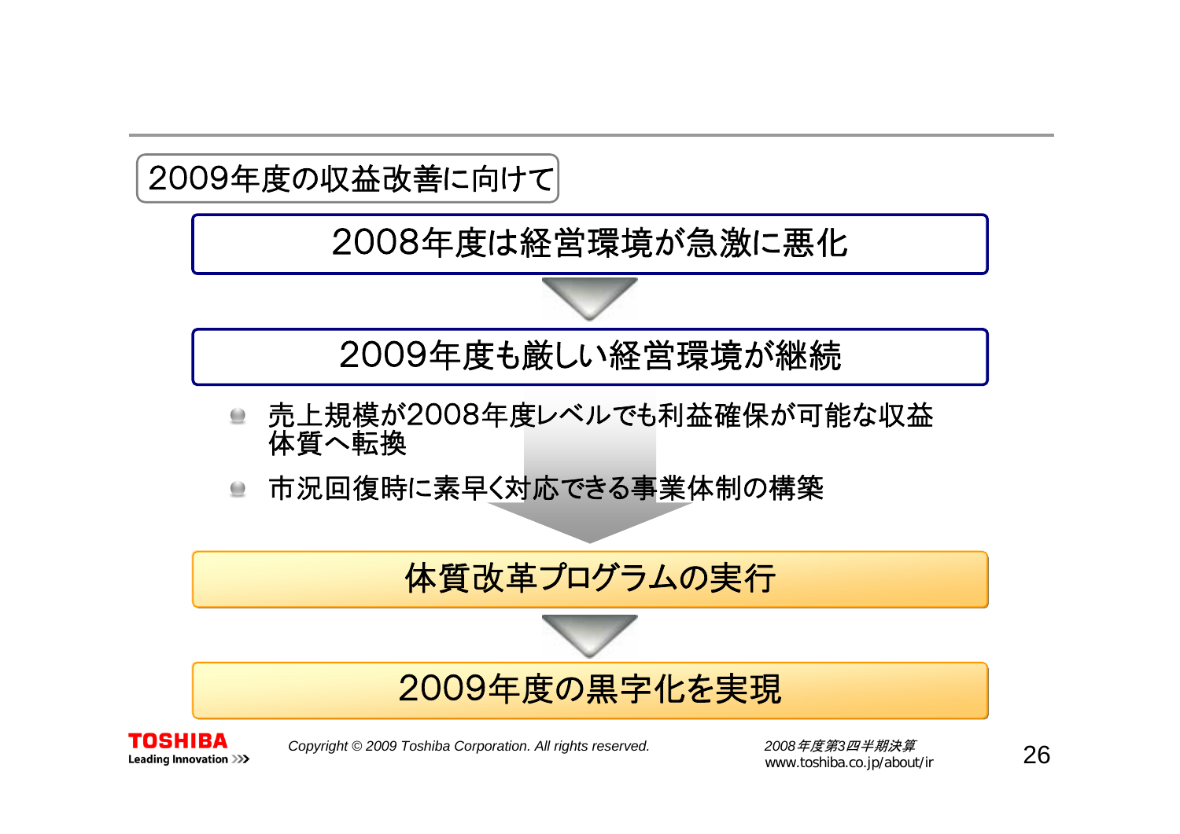## 2009年度の収益改善に向けて

**2008年度は経営環境が急激に悪化**

↓

**2009年度も厳しい経営環境が継続**

- 売上規模が2008年度レベルでも利益確保が可能な収益体質へ転換
- 市況回復時に素早く対応できる事業体制の構築

↓

**体質改革プログラムの実行**

↓

**2009年度の黒字化を実現**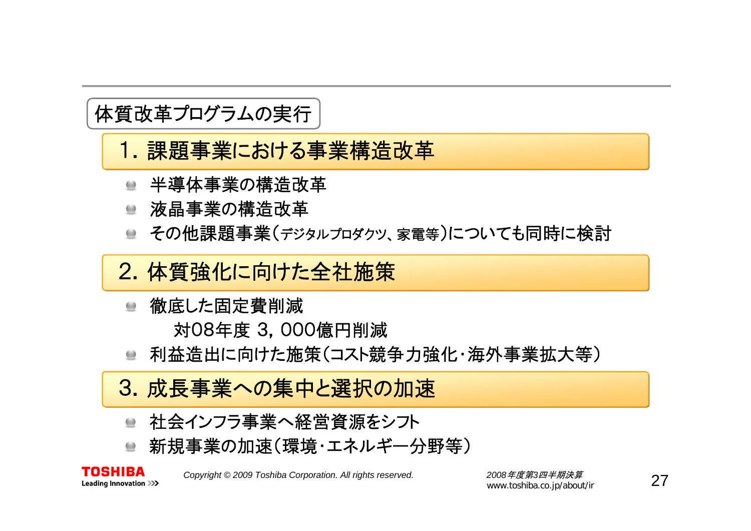## 体質改革プログラムの実行

### 1. 課題事業における事業構造改革

- 半導体事業の構造改革
- 液晶事業の構造改革
- その他課題事業（デジタルプロダクツ、家電等）についても同時に検討

### 2. 体質強化に向けた全社施策

- 徹底した固定費削減
  対08年度 3，000億円削減
- 利益造出に向けた施策（コスト競争力強化・海外事業拡大等）

### 3. 成長事業への集中と選択の加速

- 社会インフラ事業へ経営資源をシフト
- 新規事業の加速（環境・エネルギー分野等）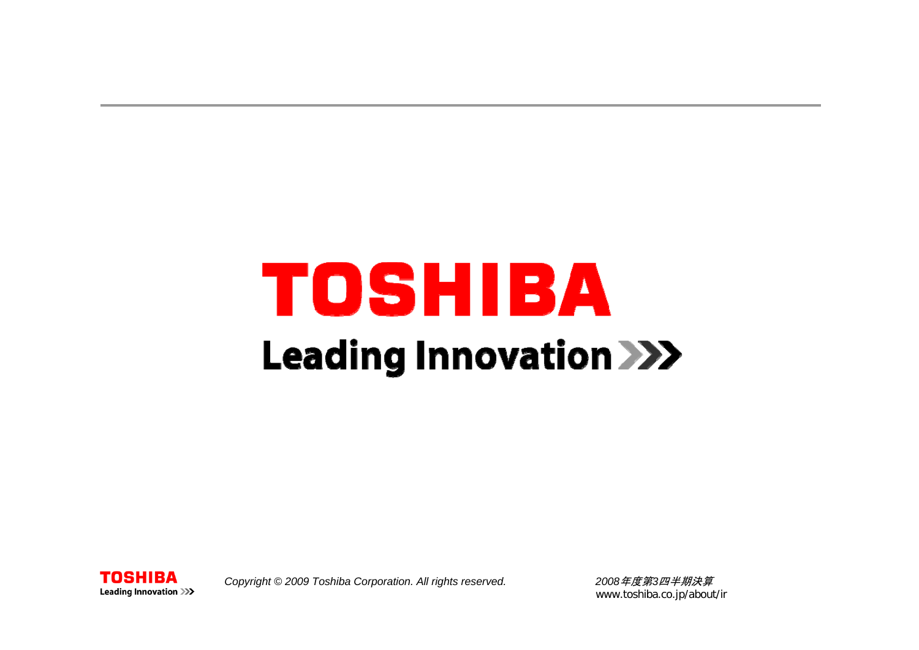TOSHIBA

Leading Innovation >>>